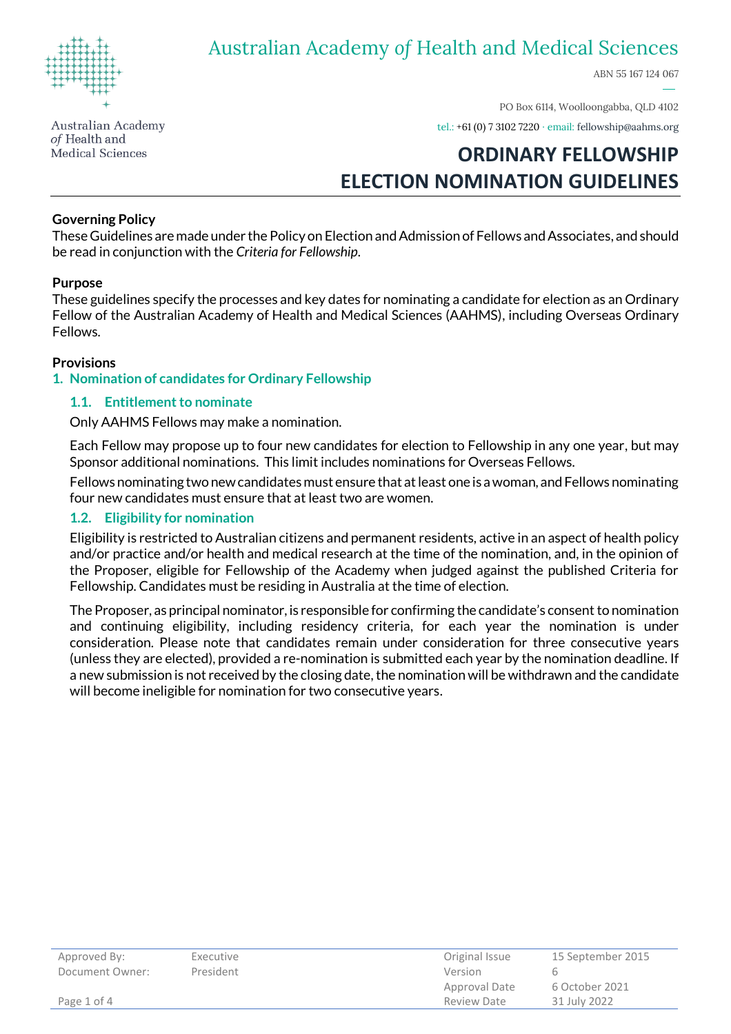Australian Academy *of* Health and Medical Sciences

ABN 55 167 124 067

PO Box 6114, Woolloongabba, QLD 4102

tel.: +61 (0) 7 3102 7220 · email: fellowship@aahms.org

# ORDINARY FELLOWSHIP ELECTION NOMINATION GUIDELINES

**Governing Policy**

These Guidelines are made under the Policy on Election and Admission of Fellows and Associates, and should be read in conjunction with the *Criteria for Fellowship*.

**Purpose**

These guidelines specify the processes and key dates for nominating a candidate for election as an Ordinary Fellow of the Australian Academy of Health and Medical Sciences (AAHMS), including Overseas Ordinary Fellows.

**Provisions**

## 1. Nomination of candidates for Ordinary Fellowship

### 1.1. Entitlement to nominate

Only AAHMS Fellows may make a nomination.

Each Fellow may propose up to four new candidates for election to Fellowship in any one year, but may Sponsor additional nominations. This limit includes nominations for Overseas Fellows.

Fellows nominating two new candidates must ensure that at least one is a woman, and Fellows nominating four new candidates must ensure that at least two are women.

### 1.2. Eligibility for nomination

Eligibility is restricted to Australian citizens and permanent residents, active in an aspect of health policy and/or practice and/or health and medical research at the time of the nomination, and, in the opinion of the Proposer, eligible for Fellowship of the Academy when judged against the published Criteria for Fellowship. Candidates must be residing in Australia at the time of election.

The Proposer, as principal nominator, is responsible for confirming the candidate's consent to nomination and continuing eligibility, including residency criteria, for each year the nomination is under consideration. Please note that candidates remain under consideration for three consecutive years (unless they are elected), provided a re-nomination is submitted each year by the nomination deadline. If a new submission is not received by the closing date, the nomination will be withdrawn and the candidate will become ineligible for nomination for two consecutive years.

| Approved By: | Executive | Original Issue | 15 September 2015 |
|---|---|---|---|
| Document Owner: | President | Version | 6 |
| | | Approval Date | 6 October 2021 |
| | | Review Date | 31 July 2022 |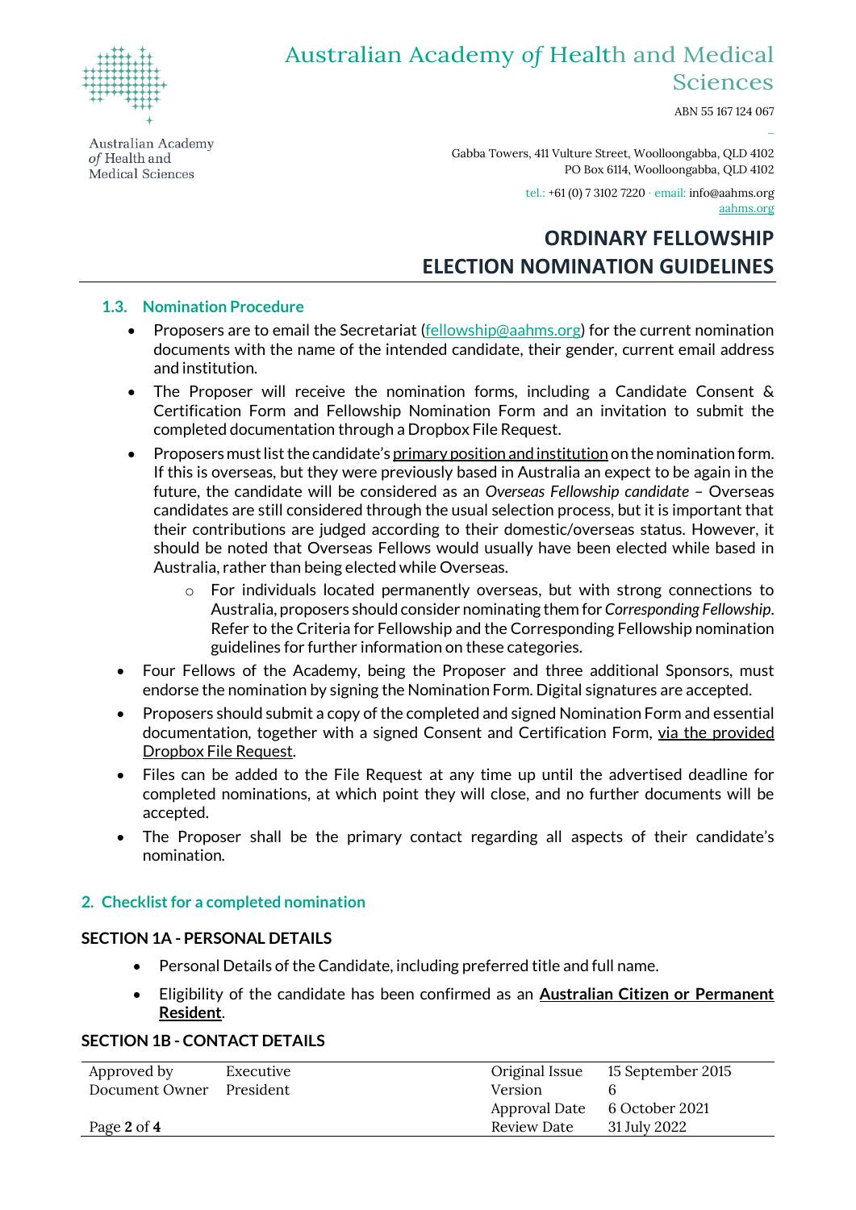## 1.3. Nomination Procedure

- Proposers are to email the Secretariat (fellowship@aahms.org) for the current nomination documents with the name of the intended candidate, their gender, current email address and institution.
- The Proposer will receive the nomination forms, including a Candidate Consent & Certification Form and Fellowship Nomination Form and an invitation to submit the completed documentation through a Dropbox File Request.
- Proposers must list the candidate's primary position and institution on the nomination form. If this is overseas, but they were previously based in Australia an expect to be again in the future, the candidate will be considered as an *Overseas Fellowship candidate* – Overseas candidates are still considered through the usual selection process, but it is important that their contributions are judged according to their domestic/overseas status. However, it should be noted that Overseas Fellows would usually have been elected while based in Australia, rather than being elected while Overseas.
  - For individuals located permanently overseas, but with strong connections to Australia, proposers should consider nominating them for *Corresponding Fellowship*. Refer to the Criteria for Fellowship and the Corresponding Fellowship nomination guidelines for further information on these categories.
- Four Fellows of the Academy, being the Proposer and three additional Sponsors, must endorse the nomination by signing the Nomination Form. Digital signatures are accepted.
- Proposers should submit a copy of the completed and signed Nomination Form and essential documentation, together with a signed Consent and Certification Form, via the provided Dropbox File Request.
- Files can be added to the File Request at any time up until the advertised deadline for completed nominations, at which point they will close, and no further documents will be accepted.
- The Proposer shall be the primary contact regarding all aspects of their candidate's nomination.

## 2. Checklist for a completed nomination

### SECTION 1A - PERSONAL DETAILS

- Personal Details of the Candidate, including preferred title and full name.
- Eligibility of the candidate has been confirmed as an **Australian Citizen or Permanent Resident**.

### SECTION 1B - CONTACT DETAILS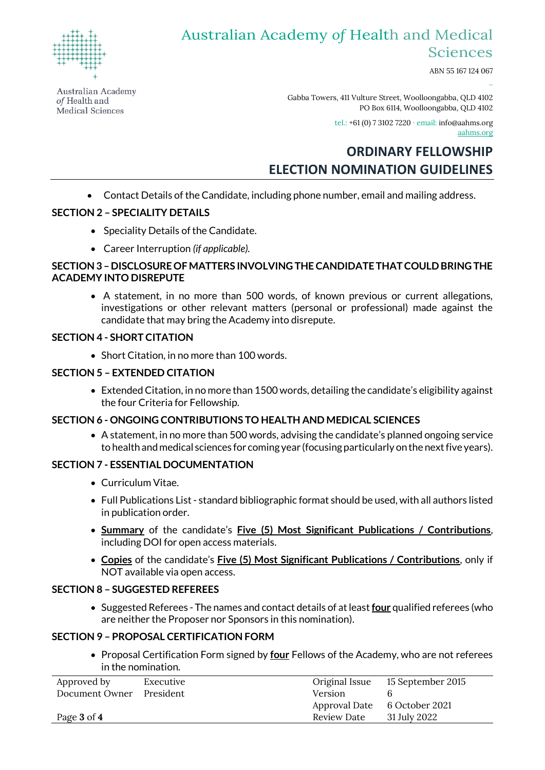- Contact Details of the Candidate, including phone number, email and mailing address.

## SECTION 2 – SPECIALITY DETAILS

- Speciality Details of the Candidate.
- Career Interruption *(if applicable).*

## SECTION 3 – DISCLOSURE OF MATTERS INVOLVING THE CANDIDATE THAT COULD BRING THE ACADEMY INTO DISREPUTE

- A statement, in no more than 500 words, of known previous or current allegations, investigations or other relevant matters (personal or professional) made against the candidate that may bring the Academy into disrepute.

## SECTION 4 - SHORT CITATION

- Short Citation, in no more than 100 words.

## SECTION 5 – EXTENDED CITATION

- Extended Citation, in no more than 1500 words, detailing the candidate's eligibility against the four Criteria for Fellowship.

## SECTION 6 - ONGOING CONTRIBUTIONS TO HEALTH AND MEDICAL SCIENCES

- A statement, in no more than 500 words, advising the candidate's planned ongoing service to health and medical sciences for coming year (focusing particularly on the next five years).

## SECTION 7 - ESSENTIAL DOCUMENTATION

- Curriculum Vitae.
- Full Publications List - standard bibliographic format should be used, with all authors listed in publication order.
- **Summary** of the candidate's **Five (5) Most Significant Publications / Contributions**, including DOI for open access materials.
- **Copies** of the candidate's **Five (5) Most Significant Publications / Contributions**, only if NOT available via open access.

## SECTION 8 – SUGGESTED REFEREES

- Suggested Referees - The names and contact details of at least **four** qualified referees (who are neither the Proposer nor Sponsors in this nomination).

## SECTION 9 – PROPOSAL CERTIFICATION FORM

- Proposal Certification Form signed by **four** Fellows of the Academy, who are not referees in the nomination.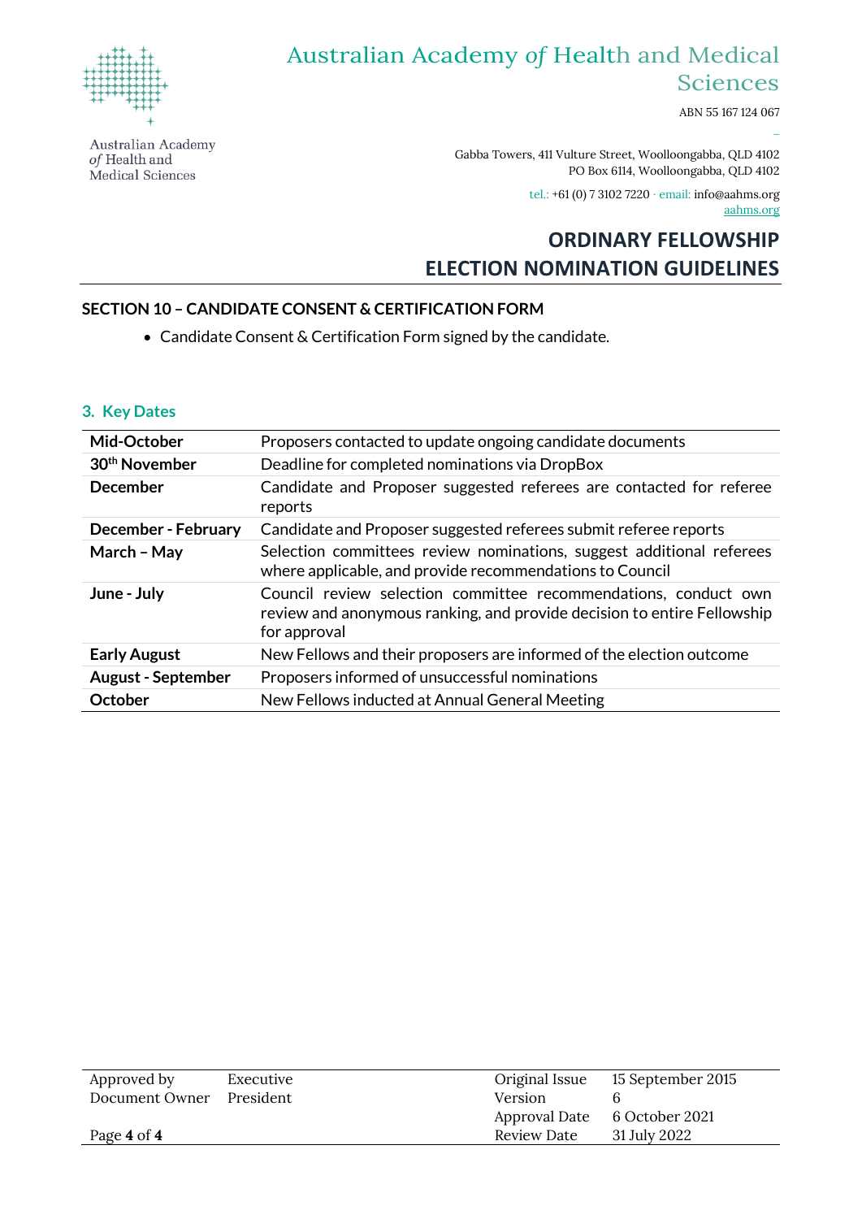**SECTION 10 – CANDIDATE CONSENT & CERTIFICATION FORM**

- Candidate Consent & Certification Form signed by the candidate.

## 3. Key Dates

| | |
|---|---|
| **Mid-October** | Proposers contacted to update ongoing candidate documents |
| **30th November** | Deadline for completed nominations via DropBox |
| **December** | Candidate and Proposer suggested referees are contacted for referee reports |
| **December - February** | Candidate and Proposer suggested referees submit referee reports |
| **March – May** | Selection committees review nominations, suggest additional referees where applicable, and provide recommendations to Council |
| **June - July** | Council review selection committee recommendations, conduct own review and anonymous ranking, and provide decision to entire Fellowship for approval |
| **Early August** | New Fellows and their proposers are informed of the election outcome |
| **August - September** | Proposers informed of unsuccessful nominations |
| **October** | New Fellows inducted at Annual General Meeting |